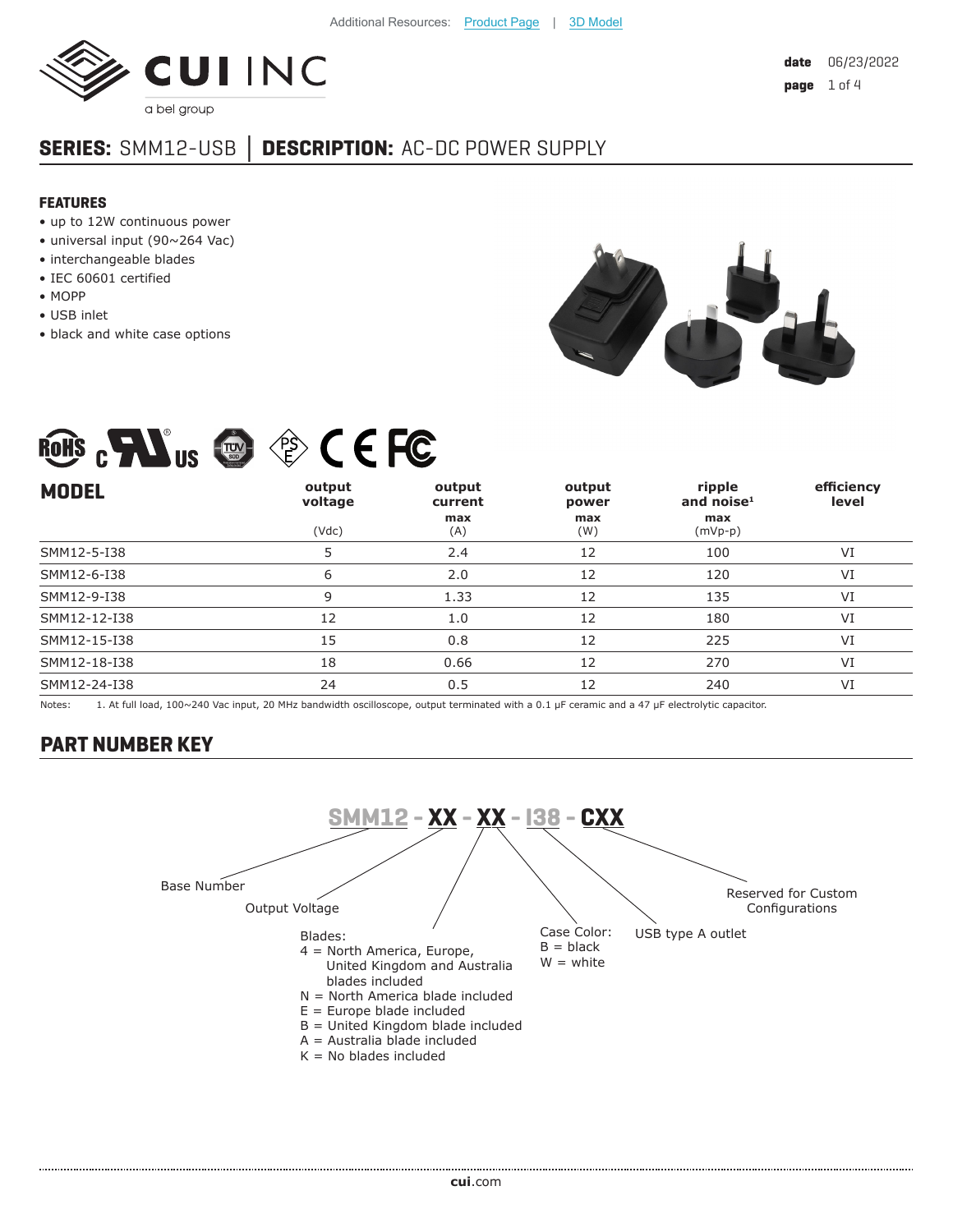Additional Resources: Product Page | 3D Model

date 06/23/2022

# SERIES: SMM12-USB │ DESCRIPTION: AC-DC POWER SUPPLY

## FEATURES

- up to 12W continuous power
- universal input (90~264 Vac)
- interchangeable blades
- IEC 60601 certified
- MOPP
- USB inlet
- black and white case options

| MODEL | output voltage (Vdc) | output current max (A) | output power max (W) | ripple and noise[1] max (mVp-p) | efficiency level |
|---|---|---|---|---|---|
| SMM12-5-I38 | 5 | 2.4 | 12 | 100 | VI |
| SMM12-6-I38 | 6 | 2.0 | 12 | 120 | VI |
| SMM12-9-I38 | 9 | 1.33 | 12 | 135 | VI |
| SMM12-12-I38 | 12 | 1.0 | 12 | 180 | VI |
| SMM12-15-I38 | 15 | 0.8 | 12 | 225 | VI |
| SMM12-18-I38 | 18 | 0.66 | 12 | 270 | VI |
| SMM12-24-I38 | 24 | 0.5 | 12 | 240 | VI |

Notes: 1. At full load, 100~240 Vac input, 20 MHz bandwidth oscilloscope, output terminated with a 0.1 µF ceramic and a 47 µF electrolytic capacitor.

## PART NUMBER KEY

**SMM12 - XX - XX - I38 - CXX**

- SMM12: Base Number
- XX: Output Voltage
- XX: Blades:
  - 4 = North America, Europe, United Kingdom and Australia blades included
  - N = North America blade included
  - E = Europe blade included
  - B = United Kingdom blade included
  - A = Australia blade included
  - K = No blades included
- Case Color:
  - B = black
  - W = white
- I38: USB type A outlet
- CXX: Reserved for Custom Configurations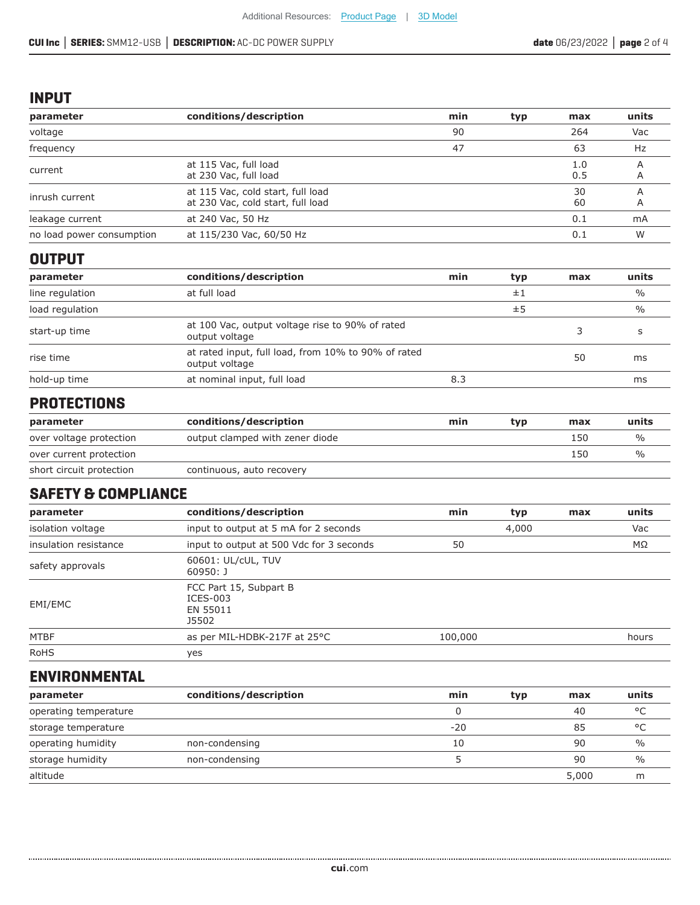## INPUT

| parameter | conditions/description | min | typ | max | units |
|---|---|---|---|---|---|
| voltage | | 90 | | 264 | Vac |
| frequency | | 47 | | 63 | Hz |
| current | at 115 Vac, full load<br>at 230 Vac, full load | | | 1.0<br>0.5 | A<br>A |
| inrush current | at 115 Vac, cold start, full load<br>at 230 Vac, cold start, full load | | | 30<br>60 | A<br>A |
| leakage current | at 240 Vac, 50 Hz | | | 0.1 | mA |
| no load power consumption | at 115/230 Vac, 60/50 Hz | | | 0.1 | W |

## OUTPUT

| parameter | conditions/description | min | typ | max | units |
|---|---|---|---|---|---|
| line regulation | at full load | | ±1 | | % |
| load regulation | | | ±5 | | % |
| start-up time | at 100 Vac, output voltage rise to 90% of rated output voltage | | | 3 | s |
| rise time | at rated input, full load, from 10% to 90% of rated output voltage | | | 50 | ms |
| hold-up time | at nominal input, full load | 8.3 | | | ms |

## PROTECTIONS

| parameter | conditions/description | min | typ | max | units |
|---|---|---|---|---|---|
| over voltage protection | output clamped with zener diode | | | 150 | % |
| over current protection | | | | 150 | % |
| short circuit protection | continuous, auto recovery | | | | |

## SAFETY & COMPLIANCE

| parameter | conditions/description | min | typ | max | units |
|---|---|---|---|---|---|
| isolation voltage | input to output at 5 mA for 2 seconds | | 4,000 | | Vac |
| insulation resistance | input to output at 500 Vdc for 3 seconds | 50 | | | MΩ |
| safety approvals | 60601: UL/cUL, TUV<br>60950: J | | | | |
| EMI/EMC | FCC Part 15, Subpart B<br>ICES-003<br>EN 55011<br>J5502 | | | | |
| MTBF | as per MIL-HDBK-217F at 25°C | 100,000 | | | hours |
| RoHS | yes | | | | |

## ENVIRONMENTAL

| parameter | conditions/description | min | typ | max | units |
|---|---|---|---|---|---|
| operating temperature | | 0 | | 40 | °C |
| storage temperature | | -20 | | 85 | °C |
| operating humidity | non-condensing | 10 | | 90 | % |
| storage humidity | non-condensing | 5 | | 90 | % |
| altitude | | | | 5,000 | m |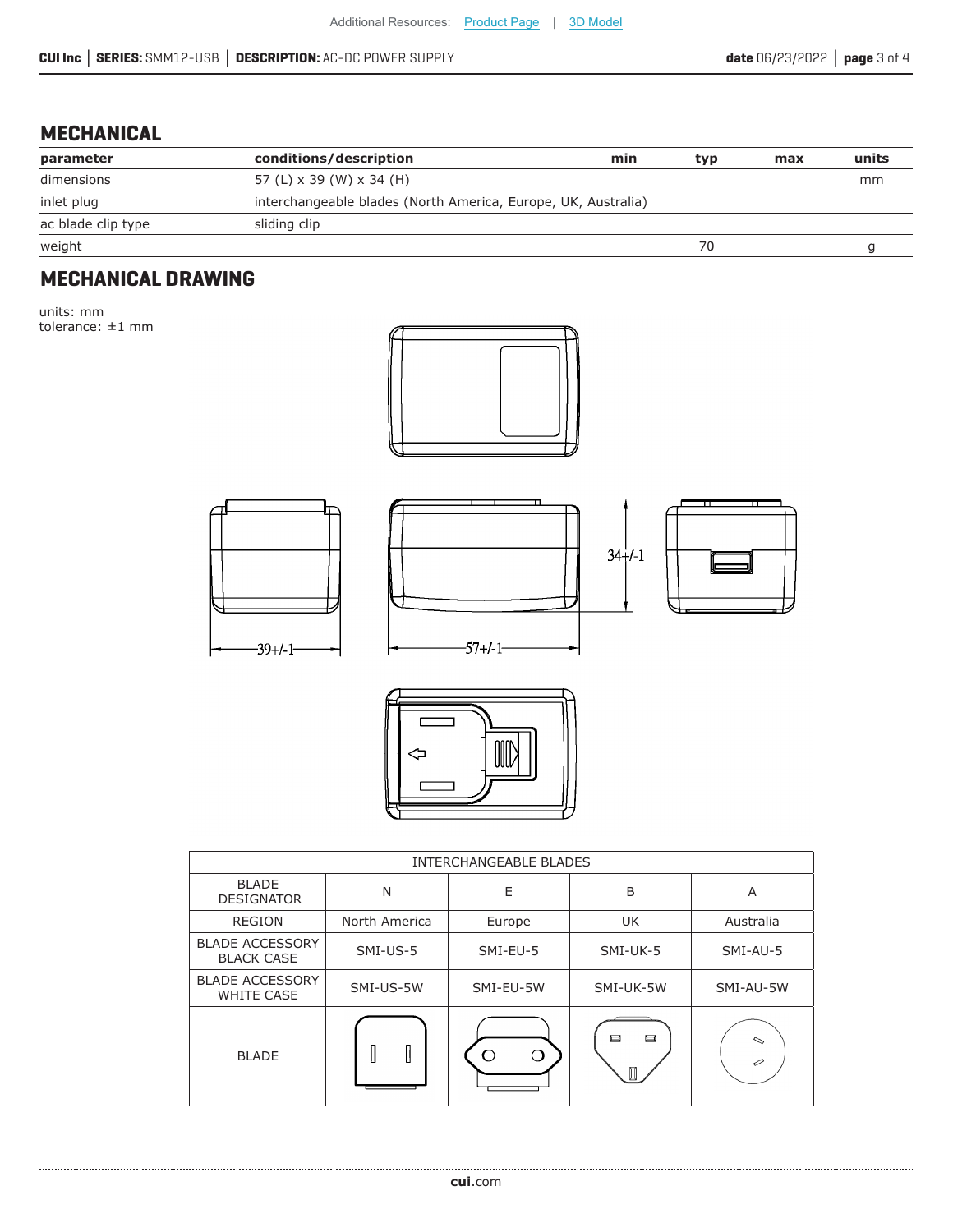## MECHANICAL

| parameter | conditions/description | min | typ | max | units |
|---|---|---|---|---|---|
| dimensions | 57 (L) x 39 (W) x 34 (H) | | | | mm |
| inlet plug | interchangeable blades (North America, Europe, UK, Australia) | | | | |
| ac blade clip type | sliding clip | | | | |
| weight | | | 70 | | g |

## MECHANICAL DRAWING

units: mm
tolerance: ±1 mm

34+/-1

39+/-1

57+/-1

| INTERCHANGEABLE BLADES | | | | |
|---|---|---|---|---|
| BLADE DESIGNATOR | N | E | B | A |
| REGION | North America | Europe | UK | Australia |
| BLADE ACCESSORY BLACK CASE | SMI-US-5 | SMI-EU-5 | SMI-UK-5 | SMI-AU-5 |
| BLADE ACCESSORY WHITE CASE | SMI-US-5W | SMI-EU-5W | SMI-UK-5W | SMI-AU-5W |
| BLADE | | | | |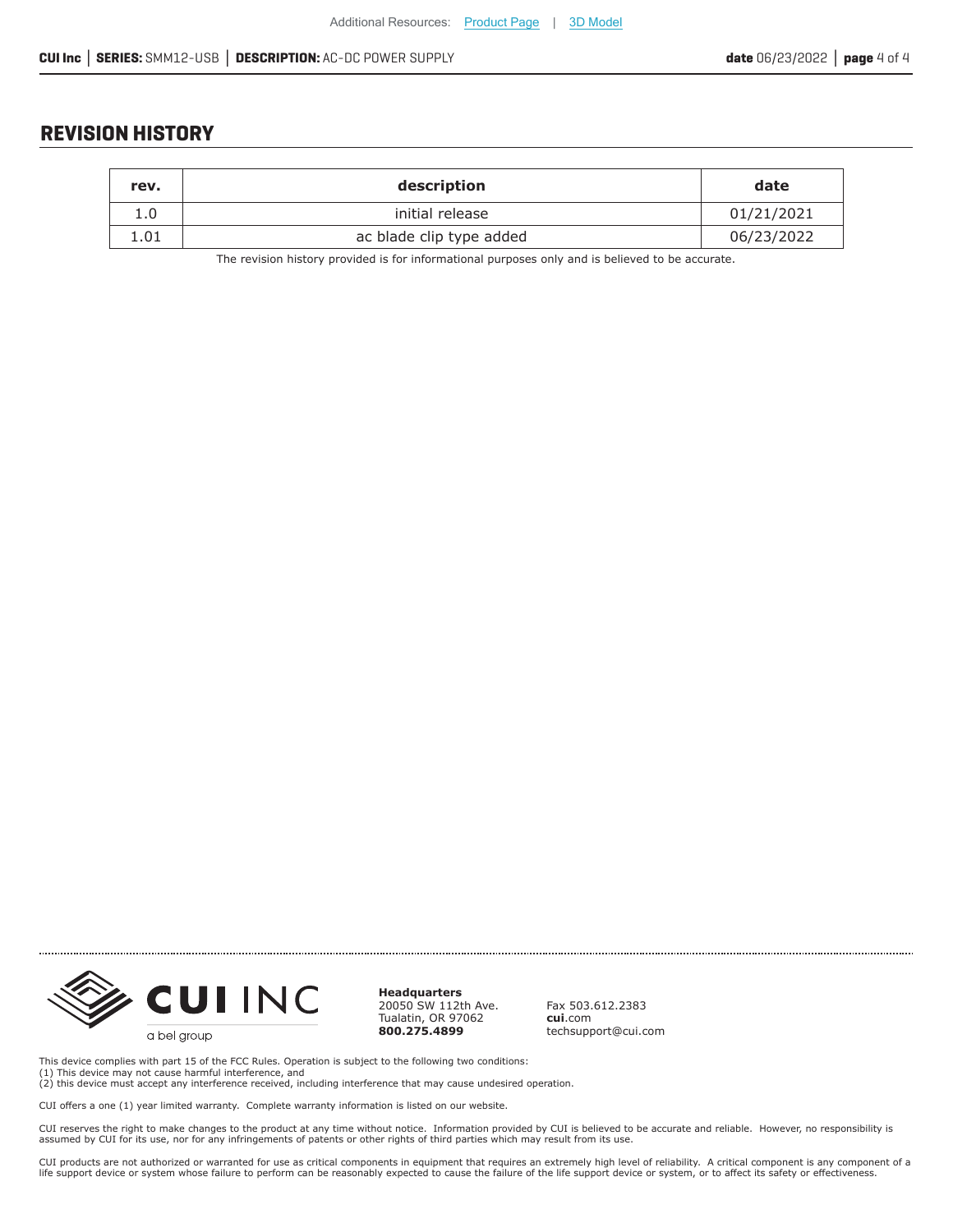## REVISION HISTORY

| rev. | description | date |
| --- | --- | --- |
| 1.0 | initial release | 01/21/2021 |
| 1.01 | ac blade clip type added | 06/23/2022 |

The revision history provided is for informational purposes only and is believed to be accurate.

CUI INC
a bel group

**Headquarters**
20050 SW 112th Ave.
Tualatin, OR 97062
**800.275.4899**

Fax 503.612.2383
**cui**.com
techsupport@cui.com

This device complies with part 15 of the FCC Rules. Operation is subject to the following two conditions:
(1) This device may not cause harmful interference, and
(2) this device must accept any interference received, including interference that may cause undesired operation.

CUI offers a one (1) year limited warranty. Complete warranty information is listed on our website.

CUI reserves the right to make changes to the product at any time without notice. Information provided by CUI is believed to be accurate and reliable. However, no responsibility is assumed by CUI for its use, nor for any infringements of patents or other rights of third parties which may result from its use.

CUI products are not authorized or warranted for use as critical components in equipment that requires an extremely high level of reliability. A critical component is any component of a life support device or system whose failure to perform can be reasonably expected to cause the failure of the life support device or system, or to affect its safety or effectiveness.